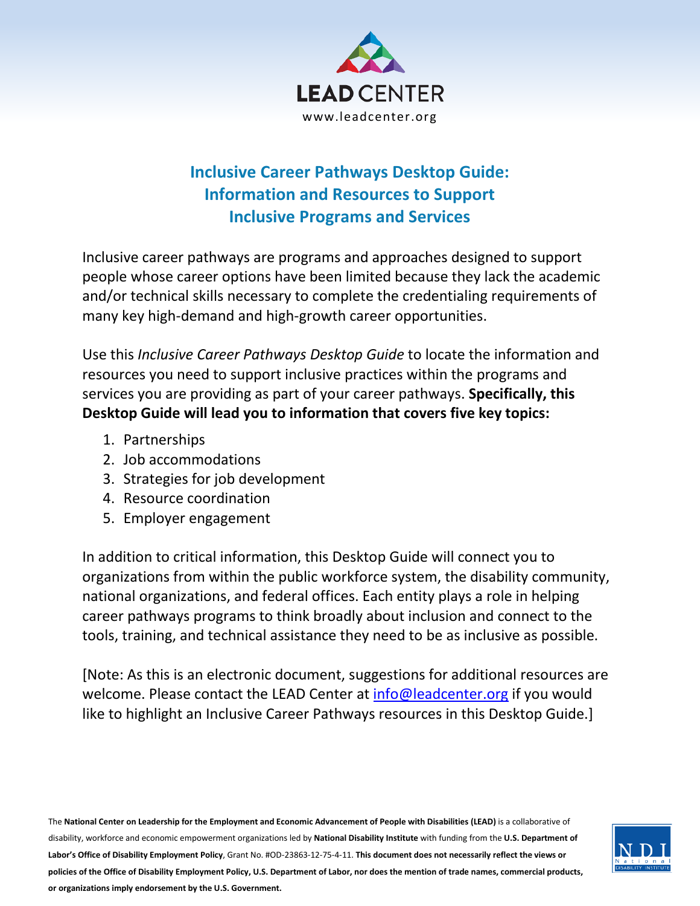LEAD CENTER

www.leadcenter.org

# Inclusive Career Pathways Desktop Guide: Information and Resources to Support Inclusive Programs and Services

Inclusive career pathways are programs and approaches designed to support people whose career options have been limited because they lack the academic and/or technical skills necessary to complete the credentialing requirements of many key high-demand and high-growth career opportunities.

Use this *Inclusive Career Pathways Desktop Guide* to locate the information and resources you need to support inclusive practices within the programs and services you are providing as part of your career pathways. **Specifically, this Desktop Guide will lead you to information that covers five key topics:**

1. Partnerships
2. Job accommodations
3. Strategies for job development
4. Resource coordination
5. Employer engagement

In addition to critical information, this Desktop Guide will connect you to organizations from within the public workforce system, the disability community, national organizations, and federal offices. Each entity plays a role in helping career pathways programs to think broadly about inclusion and connect to the tools, training, and technical assistance they need to be as inclusive as possible.

[Note: As this is an electronic document, suggestions for additional resources are welcome. Please contact the LEAD Center at info@leadcenter.org if you would like to highlight an Inclusive Career Pathways resources in this Desktop Guide.]

The **National Center on Leadership for the Employment and Economic Advancement of People with Disabilities (LEAD)** is a collaborative of disability, workforce and economic empowerment organizations led by **National Disability Institute** with funding from the **U.S. Department of Labor's Office of Disability Employment Policy**, Grant No. #OD-23863-12-75-4-11. **This document does not necessarily reflect the views or policies of the Office of Disability Employment Policy, U.S. Department of Labor, nor does the mention of trade names, commercial products, or organizations imply endorsement by the U.S. Government.**

NDI National Disability Institute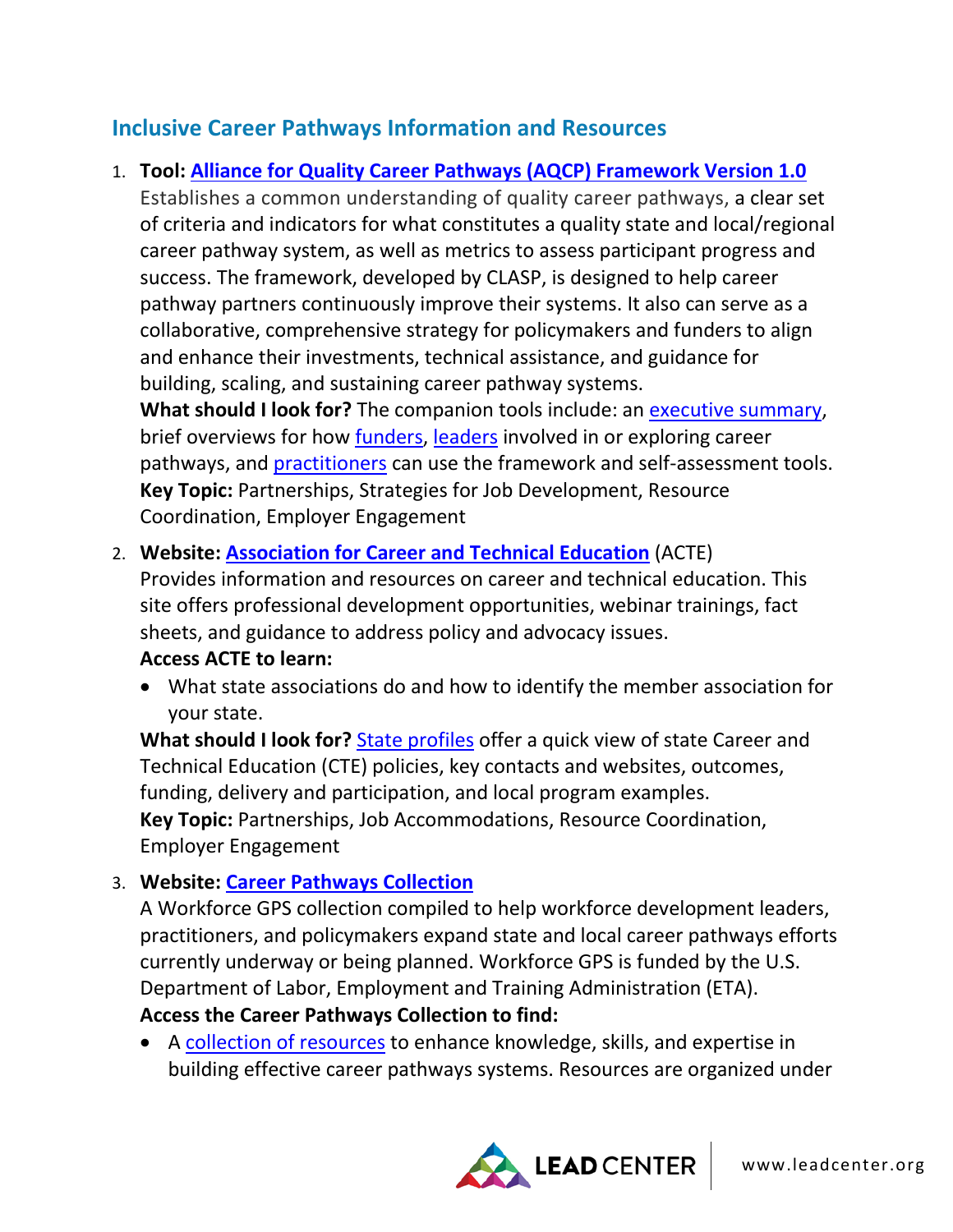## Inclusive Career Pathways Information and Resources

1. **Tool: Alliance for Quality Career Pathways (AQCP) Framework Version 1.0**
   Establishes a common understanding of quality career pathways, a clear set of criteria and indicators for what constitutes a quality state and local/regional career pathway system, as well as metrics to assess participant progress and success. The framework, developed by CLASP, is designed to help career pathway partners continuously improve their systems. It also can serve as a collaborative, comprehensive strategy for policymakers and funders to align and enhance their investments, technical assistance, and guidance for building, scaling, and sustaining career pathway systems.
   **What should I look for?** The companion tools include: an executive summary, brief overviews for how funders, leaders involved in or exploring career pathways, and practitioners can use the framework and self-assessment tools.
   **Key Topic:** Partnerships, Strategies for Job Development, Resource Coordination, Employer Engagement

2. **Website: Association for Career and Technical Education** (ACTE)
   Provides information and resources on career and technical education. This site offers professional development opportunities, webinar trainings, fact sheets, and guidance to address policy and advocacy issues.
   **Access ACTE to learn:**
   - What state associations do and how to identify the member association for your state.

   **What should I look for?** State profiles offer a quick view of state Career and Technical Education (CTE) policies, key contacts and websites, outcomes, funding, delivery and participation, and local program examples.
   **Key Topic:** Partnerships, Job Accommodations, Resource Coordination, Employer Engagement

3. **Website: Career Pathways Collection**
   A Workforce GPS collection compiled to help workforce development leaders, practitioners, and policymakers expand state and local career pathways efforts currently underway or being planned. Workforce GPS is funded by the U.S. Department of Labor, Employment and Training Administration (ETA).
   **Access the Career Pathways Collection to find:**
   - A collection of resources to enhance knowledge, skills, and expertise in building effective career pathways systems. Resources are organized under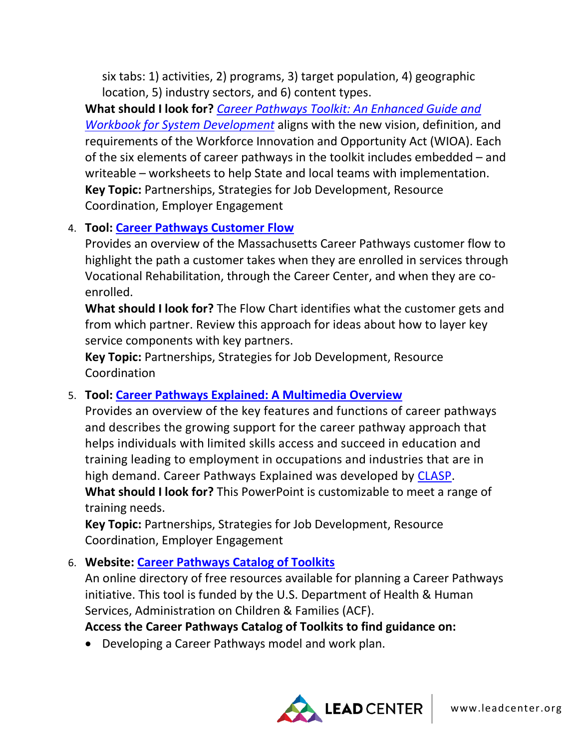six tabs: 1) activities, 2) programs, 3) target population, 4) geographic location, 5) industry sectors, and 6) content types.

**What should I look for?** *Career Pathways Toolkit: An Enhanced Guide and Workbook for System Development* aligns with the new vision, definition, and requirements of the Workforce Innovation and Opportunity Act (WIOA). Each of the six elements of career pathways in the toolkit includes embedded – and writeable – worksheets to help State and local teams with implementation.
**Key Topic:** Partnerships, Strategies for Job Development, Resource Coordination, Employer Engagement

4. **Tool: Career Pathways Customer Flow**
   Provides an overview of the Massachusetts Career Pathways customer flow to highlight the path a customer takes when they are enrolled in services through Vocational Rehabilitation, through the Career Center, and when they are co-enrolled.
   **What should I look for?** The Flow Chart identifies what the customer gets and from which partner. Review this approach for ideas about how to layer key service components with key partners.
   **Key Topic:** Partnerships, Strategies for Job Development, Resource Coordination

5. **Tool: Career Pathways Explained: A Multimedia Overview**
   Provides an overview of the key features and functions of career pathways and describes the growing support for the career pathway approach that helps individuals with limited skills access and succeed in education and training leading to employment in occupations and industries that are in high demand. Career Pathways Explained was developed by CLASP.
   **What should I look for?** This PowerPoint is customizable to meet a range of training needs.
   **Key Topic:** Partnerships, Strategies for Job Development, Resource Coordination, Employer Engagement

6. **Website: Career Pathways Catalog of Toolkits**
   An online directory of free resources available for planning a Career Pathways initiative. This tool is funded by the U.S. Department of Health & Human Services, Administration on Children & Families (ACF).
   **Access the Career Pathways Catalog of Toolkits to find guidance on:**
   - Developing a Career Pathways model and work plan.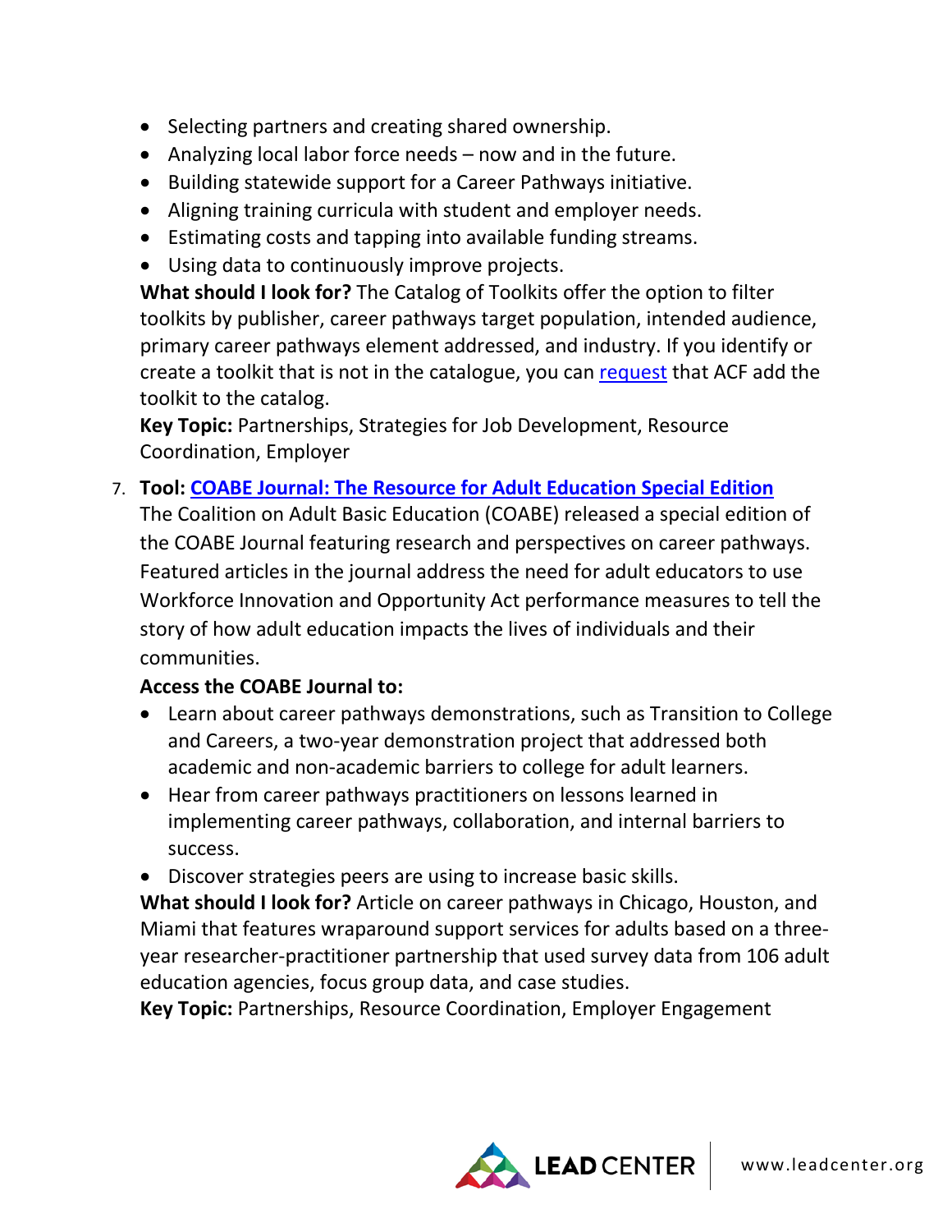- Selecting partners and creating shared ownership.
- Analyzing local labor force needs – now and in the future.
- Building statewide support for a Career Pathways initiative.
- Aligning training curricula with student and employer needs.
- Estimating costs and tapping into available funding streams.
- Using data to continuously improve projects.

**What should I look for?** The Catalog of Toolkits offer the option to filter toolkits by publisher, career pathways target population, intended audience, primary career pathways element addressed, and industry. If you identify or create a toolkit that is not in the catalogue, you can request that ACF add the toolkit to the catalog.

**Key Topic:** Partnerships, Strategies for Job Development, Resource Coordination, Employer

7. **Tool: COABE Journal: The Resource for Adult Education Special Edition**

   The Coalition on Adult Basic Education (COABE) released a special edition of the COABE Journal featuring research and perspectives on career pathways. Featured articles in the journal address the need for adult educators to use Workforce Innovation and Opportunity Act performance measures to tell the story of how adult education impacts the lives of individuals and their communities.

   **Access the COABE Journal to:**

   - Learn about career pathways demonstrations, such as Transition to College and Careers, a two-year demonstration project that addressed both academic and non-academic barriers to college for adult learners.
   - Hear from career pathways practitioners on lessons learned in implementing career pathways, collaboration, and internal barriers to success.
   - Discover strategies peers are using to increase basic skills.

   **What should I look for?** Article on career pathways in Chicago, Houston, and Miami that features wraparound support services for adults based on a three-year researcher-practitioner partnership that used survey data from 106 adult education agencies, focus group data, and case studies.

   **Key Topic:** Partnerships, Resource Coordination, Employer Engagement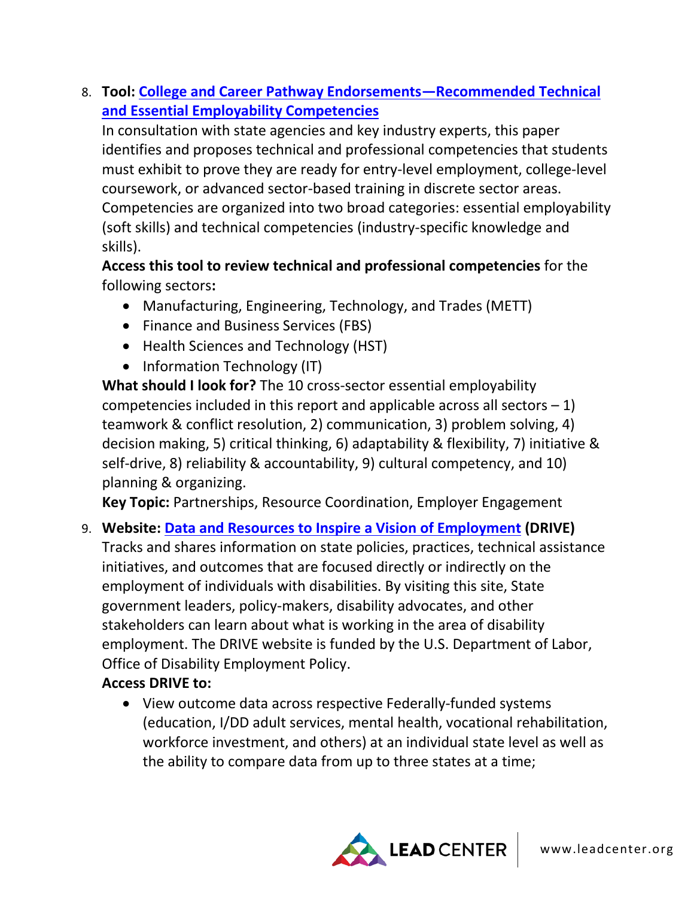8. **Tool: College and Career Pathway Endorsements—Recommended Technical and Essential Employability Competencies**
   In consultation with state agencies and key industry experts, this paper identifies and proposes technical and professional competencies that students must exhibit to prove they are ready for entry-level employment, college-level coursework, or advanced sector-based training in discrete sector areas. Competencies are organized into two broad categories: essential employability (soft skills) and technical competencies (industry-specific knowledge and skills).
   **Access this tool to review technical and professional competencies** for the following sectors**:**
   - Manufacturing, Engineering, Technology, and Trades (METT)
   - Finance and Business Services (FBS)
   - Health Sciences and Technology (HST)
   - Information Technology (IT)

   **What should I look for?** The 10 cross-sector essential employability competencies included in this report and applicable across all sectors – 1) teamwork & conflict resolution, 2) communication, 3) problem solving, 4) decision making, 5) critical thinking, 6) adaptability & flexibility, 7) initiative & self-drive, 8) reliability & accountability, 9) cultural competency, and 10) planning & organizing.
   **Key Topic:** Partnerships, Resource Coordination, Employer Engagement

9. **Website: Data and Resources to Inspire a Vision of Employment (DRIVE)**
   Tracks and shares information on state policies, practices, technical assistance initiatives, and outcomes that are focused directly or indirectly on the employment of individuals with disabilities. By visiting this site, State government leaders, policy-makers, disability advocates, and other stakeholders can learn about what is working in the area of disability employment. The DRIVE website is funded by the U.S. Department of Labor, Office of Disability Employment Policy.
   **Access DRIVE to:**
   - View outcome data across respective Federally-funded systems (education, I/DD adult services, mental health, vocational rehabilitation, workforce investment, and others) at an individual state level as well as the ability to compare data from up to three states at a time;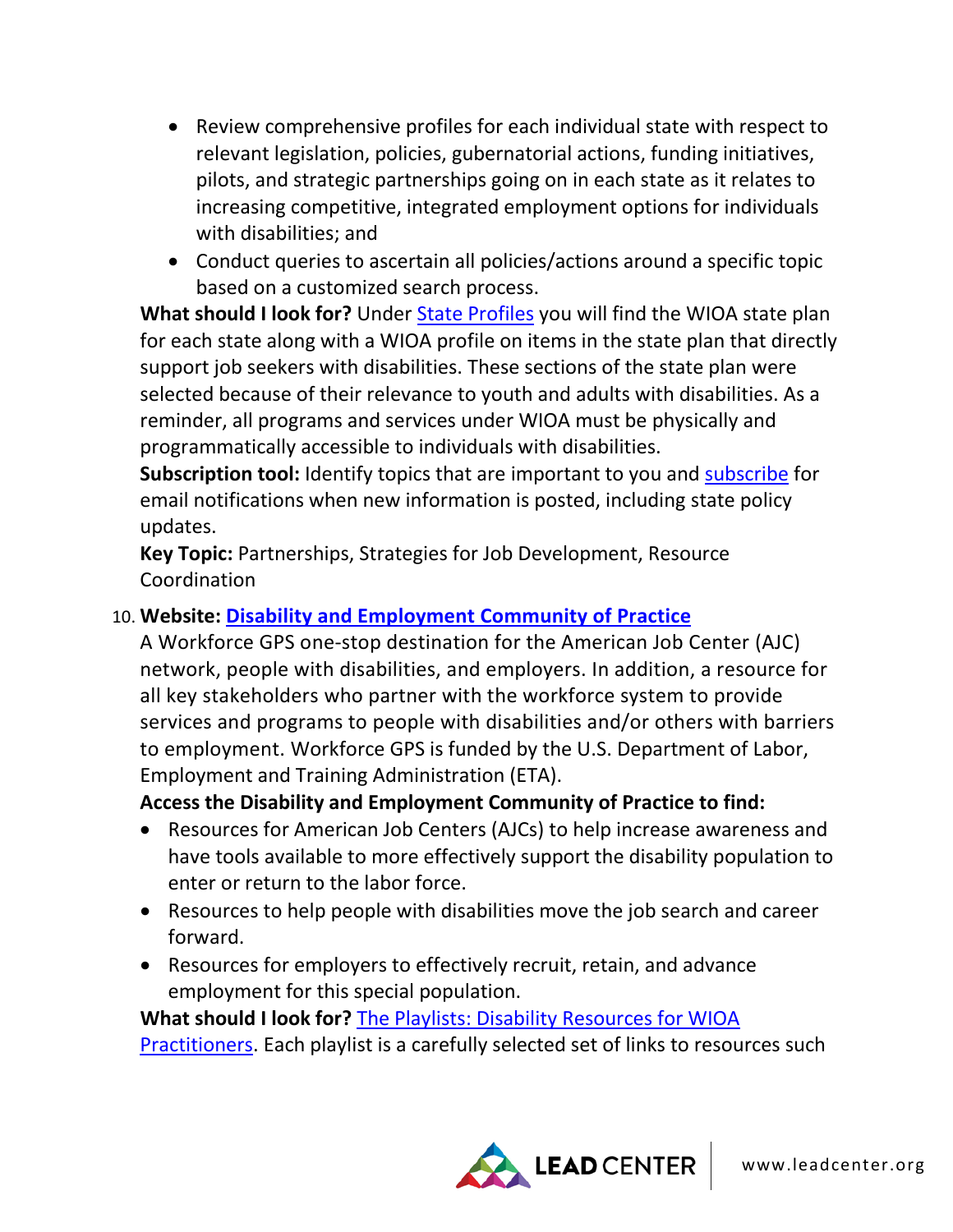- Review comprehensive profiles for each individual state with respect to relevant legislation, policies, gubernatorial actions, funding initiatives, pilots, and strategic partnerships going on in each state as it relates to increasing competitive, integrated employment options for individuals with disabilities; and
- Conduct queries to ascertain all policies/actions around a specific topic based on a customized search process.

**What should I look for?** Under State Profiles you will find the WIOA state plan for each state along with a WIOA profile on items in the state plan that directly support job seekers with disabilities. These sections of the state plan were selected because of their relevance to youth and adults with disabilities. As a reminder, all programs and services under WIOA must be physically and programmatically accessible to individuals with disabilities.

**Subscription tool:** Identify topics that are important to you and subscribe for email notifications when new information is posted, including state policy updates.

**Key Topic:** Partnerships, Strategies for Job Development, Resource Coordination

10. **Website: Disability and Employment Community of Practice**

A Workforce GPS one-stop destination for the American Job Center (AJC) network, people with disabilities, and employers. In addition, a resource for all key stakeholders who partner with the workforce system to provide services and programs to people with disabilities and/or others with barriers to employment. Workforce GPS is funded by the U.S. Department of Labor, Employment and Training Administration (ETA).

**Access the Disability and Employment Community of Practice to find:**

- Resources for American Job Centers (AJCs) to help increase awareness and have tools available to more effectively support the disability population to enter or return to the labor force.
- Resources to help people with disabilities move the job search and career forward.
- Resources for employers to effectively recruit, retain, and advance employment for this special population.

**What should I look for?** The Playlists: Disability Resources for WIOA Practitioners. Each playlist is a carefully selected set of links to resources such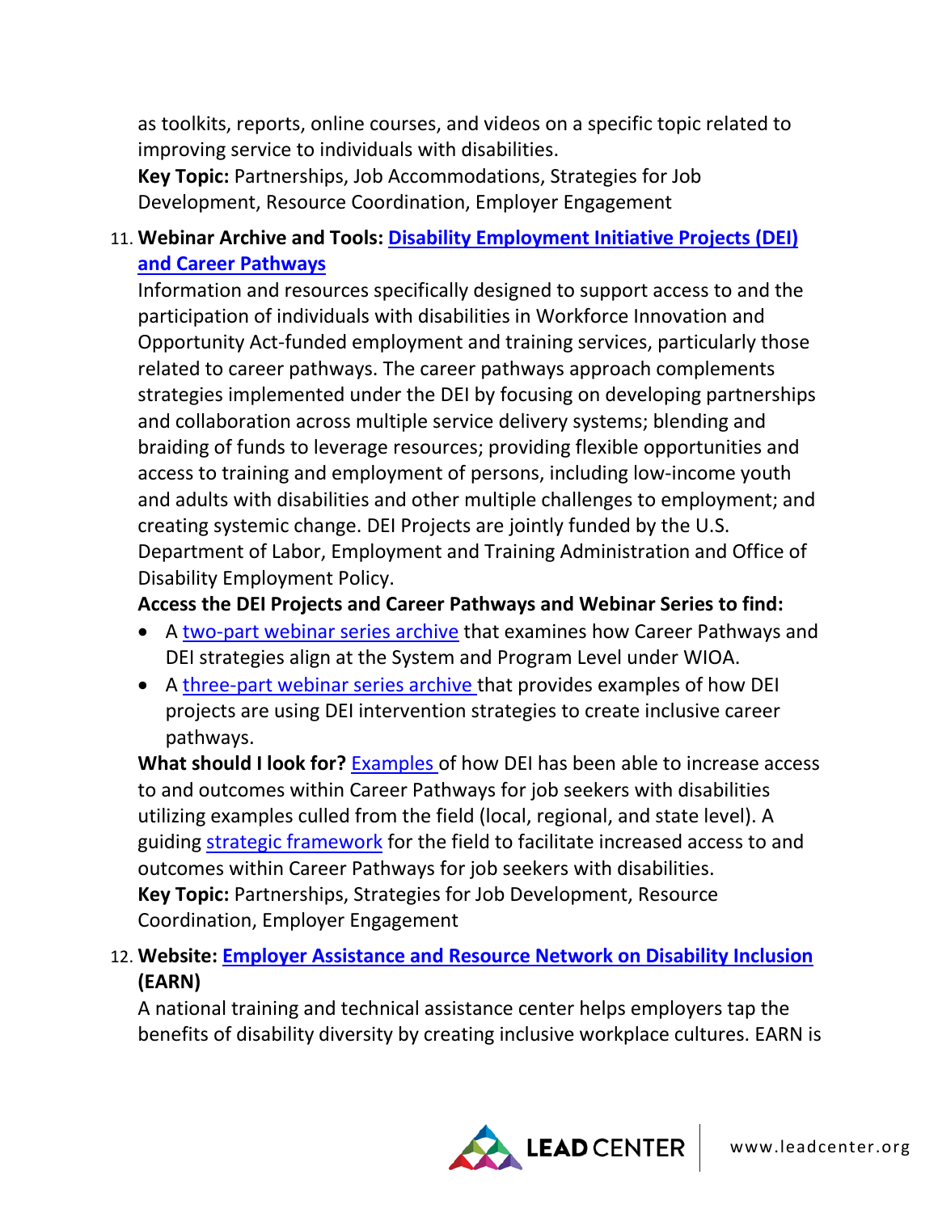as toolkits, reports, online courses, and videos on a specific topic related to improving service to individuals with disabilities.
**Key Topic:** Partnerships, Job Accommodations, Strategies for Job Development, Resource Coordination, Employer Engagement

11. **Webinar Archive and Tools: Disability Employment Initiative Projects (DEI) and Career Pathways**
    Information and resources specifically designed to support access to and the participation of individuals with disabilities in Workforce Innovation and Opportunity Act-funded employment and training services, particularly those related to career pathways. The career pathways approach complements strategies implemented under the DEI by focusing on developing partnerships and collaboration across multiple service delivery systems; blending and braiding of funds to leverage resources; providing flexible opportunities and access to training and employment of persons, including low-income youth and adults with disabilities and other multiple challenges to employment; and creating systemic change. DEI Projects are jointly funded by the U.S. Department of Labor, Employment and Training Administration and Office of Disability Employment Policy.
    **Access the DEI Projects and Career Pathways and Webinar Series to find:**
    - A two-part webinar series archive that examines how Career Pathways and DEI strategies align at the System and Program Level under WIOA.
    - A three-part webinar series archive that provides examples of how DEI projects are using DEI intervention strategies to create inclusive career pathways.

    **What should I look for?** Examples of how DEI has been able to increase access to and outcomes within Career Pathways for job seekers with disabilities utilizing examples culled from the field (local, regional, and state level). A guiding strategic framework for the field to facilitate increased access to and outcomes within Career Pathways for job seekers with disabilities.
    **Key Topic:** Partnerships, Strategies for Job Development, Resource Coordination, Employer Engagement

12. **Website: Employer Assistance and Resource Network on Disability Inclusion (EARN)**
    A national training and technical assistance center helps employers tap the benefits of disability diversity by creating inclusive workplace cultures. EARN is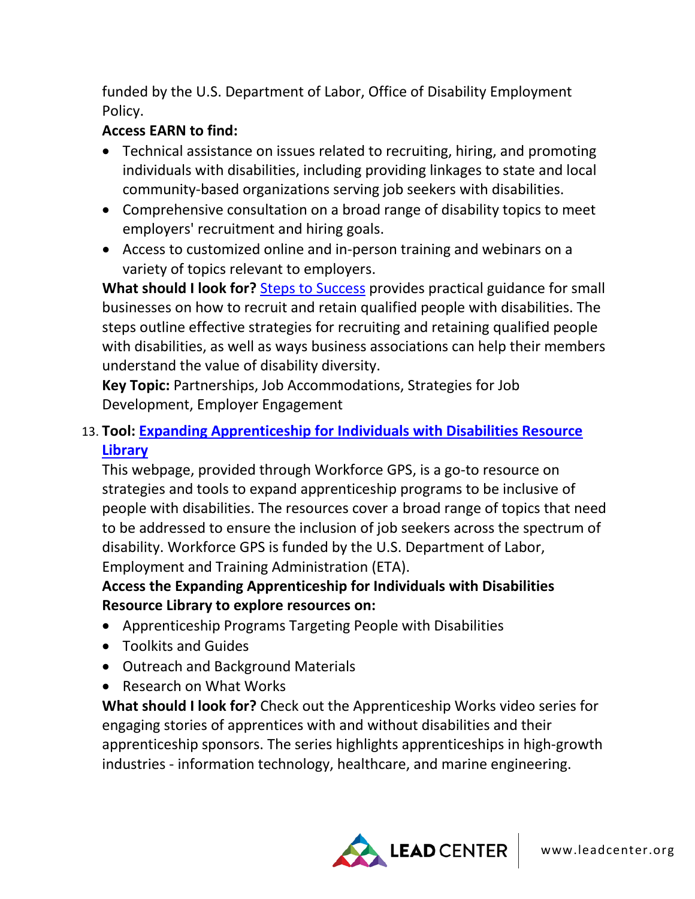funded by the U.S. Department of Labor, Office of Disability Employment Policy.

**Access EARN to find:**

- Technical assistance on issues related to recruiting, hiring, and promoting individuals with disabilities, including providing linkages to state and local community-based organizations serving job seekers with disabilities.
- Comprehensive consultation on a broad range of disability topics to meet employers' recruitment and hiring goals.
- Access to customized online and in-person training and webinars on a variety of topics relevant to employers.

**What should I look for?** Steps to Success provides practical guidance for small businesses on how to recruit and retain qualified people with disabilities. The steps outline effective strategies for recruiting and retaining qualified people with disabilities, as well as ways business associations can help their members understand the value of disability diversity.

**Key Topic:** Partnerships, Job Accommodations, Strategies for Job Development, Employer Engagement

13. **Tool: Expanding Apprenticeship for Individuals with Disabilities Resource Library**

This webpage, provided through Workforce GPS, is a go-to resource on strategies and tools to expand apprenticeship programs to be inclusive of people with disabilities. The resources cover a broad range of topics that need to be addressed to ensure the inclusion of job seekers across the spectrum of disability. Workforce GPS is funded by the U.S. Department of Labor, Employment and Training Administration (ETA).

**Access the Expanding Apprenticeship for Individuals with Disabilities Resource Library to explore resources on:**

- Apprenticeship Programs Targeting People with Disabilities
- Toolkits and Guides
- Outreach and Background Materials
- Research on What Works

**What should I look for?** Check out the Apprenticeship Works video series for engaging stories of apprentices with and without disabilities and their apprenticeship sponsors. The series highlights apprenticeships in high-growth industries - information technology, healthcare, and marine engineering.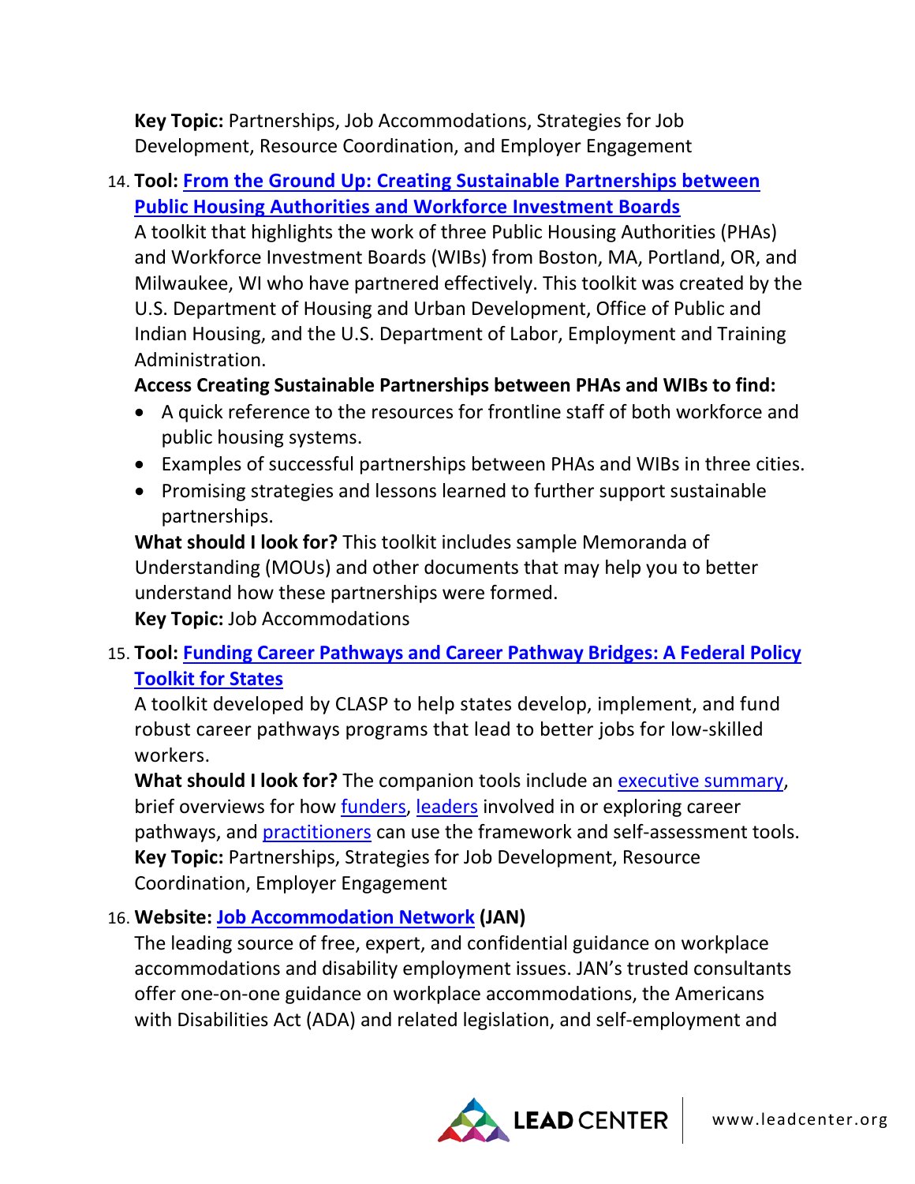**Key Topic:** Partnerships, Job Accommodations, Strategies for Job Development, Resource Coordination, and Employer Engagement

14. **Tool: From the Ground Up: Creating Sustainable Partnerships between Public Housing Authorities and Workforce Investment Boards**
    A toolkit that highlights the work of three Public Housing Authorities (PHAs) and Workforce Investment Boards (WIBs) from Boston, MA, Portland, OR, and Milwaukee, WI who have partnered effectively. This toolkit was created by the U.S. Department of Housing and Urban Development, Office of Public and Indian Housing, and the U.S. Department of Labor, Employment and Training Administration.
    **Access Creating Sustainable Partnerships between PHAs and WIBs to find:**
    - A quick reference to the resources for frontline staff of both workforce and public housing systems.
    - Examples of successful partnerships between PHAs and WIBs in three cities.
    - Promising strategies and lessons learned to further support sustainable partnerships.

    **What should I look for?** This toolkit includes sample Memoranda of Understanding (MOUs) and other documents that may help you to better understand how these partnerships were formed.
    **Key Topic:** Job Accommodations

15. **Tool: Funding Career Pathways and Career Pathway Bridges: A Federal Policy Toolkit for States**
    A toolkit developed by CLASP to help states develop, implement, and fund robust career pathways programs that lead to better jobs for low-skilled workers.
    **What should I look for?** The companion tools include an executive summary, brief overviews for how funders, leaders involved in or exploring career pathways, and practitioners can use the framework and self-assessment tools.
    **Key Topic:** Partnerships, Strategies for Job Development, Resource Coordination, Employer Engagement

16. **Website: Job Accommodation Network (JAN)**
    The leading source of free, expert, and confidential guidance on workplace accommodations and disability employment issues. JAN's trusted consultants offer one-on-one guidance on workplace accommodations, the Americans with Disabilities Act (ADA) and related legislation, and self-employment and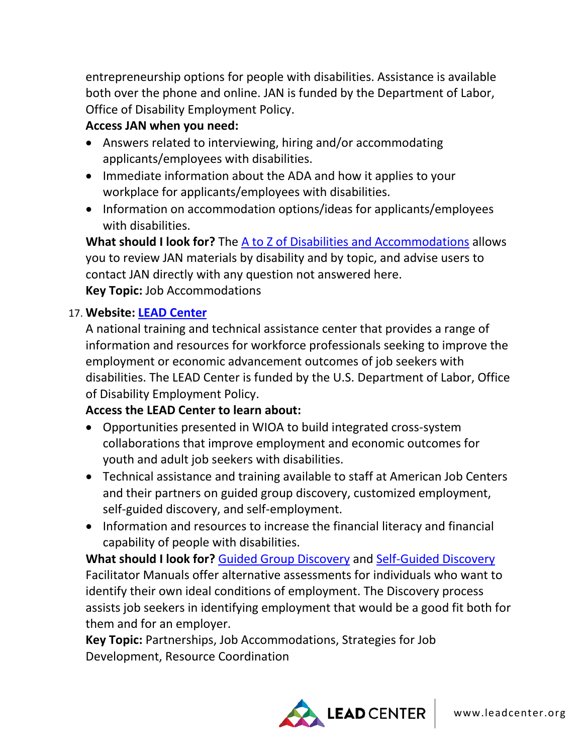entrepreneurship options for people with disabilities. Assistance is available both over the phone and online. JAN is funded by the Department of Labor, Office of Disability Employment Policy.

**Access JAN when you need:**

- Answers related to interviewing, hiring and/or accommodating applicants/employees with disabilities.
- Immediate information about the ADA and how it applies to your workplace for applicants/employees with disabilities.
- Information on accommodation options/ideas for applicants/employees with disabilities.

**What should I look for?** The A to Z of Disabilities and Accommodations allows you to review JAN materials by disability and by topic, and advise users to contact JAN directly with any question not answered here.

**Key Topic:** Job Accommodations

17. **Website: LEAD Center**

A national training and technical assistance center that provides a range of information and resources for workforce professionals seeking to improve the employment or economic advancement outcomes of job seekers with disabilities. The LEAD Center is funded by the U.S. Department of Labor, Office of Disability Employment Policy.

**Access the LEAD Center to learn about:**

- Opportunities presented in WIOA to build integrated cross-system collaborations that improve employment and economic outcomes for youth and adult job seekers with disabilities.
- Technical assistance and training available to staff at American Job Centers and their partners on guided group discovery, customized employment, self-guided discovery, and self-employment.
- Information and resources to increase the financial literacy and financial capability of people with disabilities.

**What should I look for?** Guided Group Discovery and Self-Guided Discovery Facilitator Manuals offer alternative assessments for individuals who want to identify their own ideal conditions of employment. The Discovery process assists job seekers in identifying employment that would be a good fit both for them and for an employer.

**Key Topic:** Partnerships, Job Accommodations, Strategies for Job Development, Resource Coordination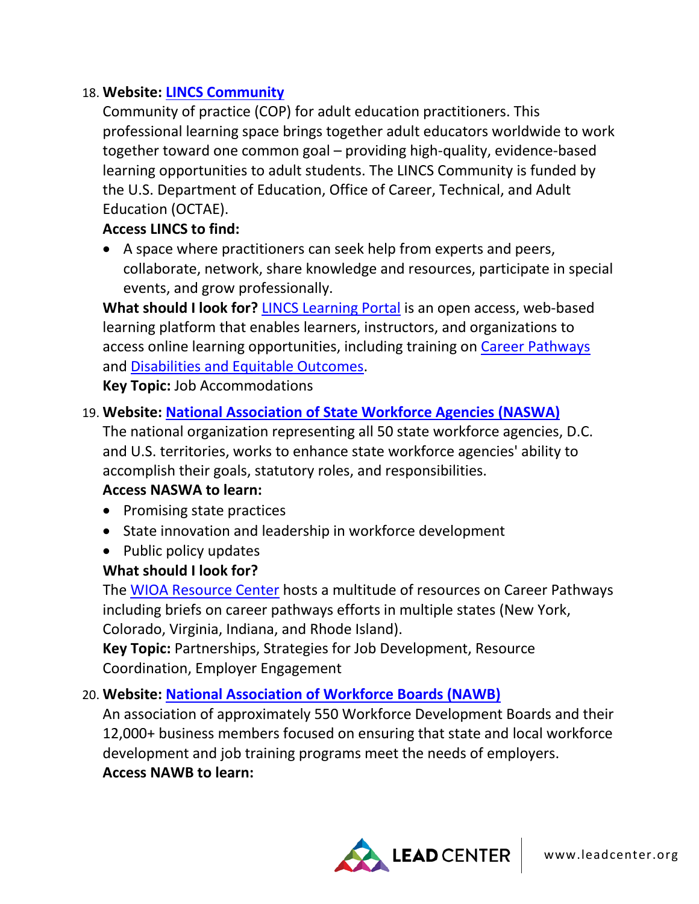18. **Website: LINCS Community**
    Community of practice (COP) for adult education practitioners. This professional learning space brings together adult educators worldwide to work together toward one common goal – providing high-quality, evidence-based learning opportunities to adult students. The LINCS Community is funded by the U.S. Department of Education, Office of Career, Technical, and Adult Education (OCTAE).
    **Access LINCS to find:**
    - A space where practitioners can seek help from experts and peers, collaborate, network, share knowledge and resources, participate in special events, and grow professionally.

    **What should I look for?** LINCS Learning Portal is an open access, web-based learning platform that enables learners, instructors, and organizations to access online learning opportunities, including training on Career Pathways and Disabilities and Equitable Outcomes.
    **Key Topic:** Job Accommodations

19. **Website: National Association of State Workforce Agencies (NASWA)**
    The national organization representing all 50 state workforce agencies, D.C. and U.S. territories, works to enhance state workforce agencies' ability to accomplish their goals, statutory roles, and responsibilities.
    **Access NASWA to learn:**
    - Promising state practices
    - State innovation and leadership in workforce development
    - Public policy updates

    **What should I look for?**
    The WIOA Resource Center hosts a multitude of resources on Career Pathways including briefs on career pathways efforts in multiple states (New York, Colorado, Virginia, Indiana, and Rhode Island).
    **Key Topic:** Partnerships, Strategies for Job Development, Resource Coordination, Employer Engagement

20. **Website: National Association of Workforce Boards (NAWB)**
    An association of approximately 550 Workforce Development Boards and their 12,000+ business members focused on ensuring that state and local workforce development and job training programs meet the needs of employers.
    **Access NAWB to learn:**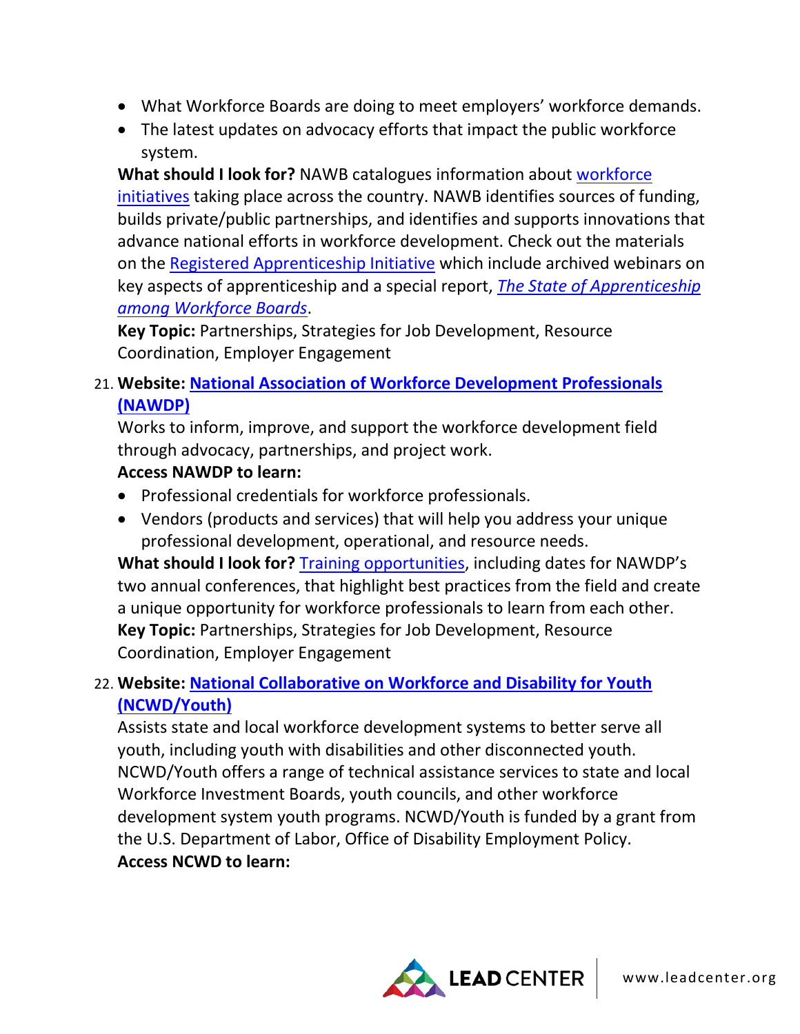- What Workforce Boards are doing to meet employers' workforce demands.
- The latest updates on advocacy efforts that impact the public workforce system.

**What should I look for?** NAWB catalogues information about workforce initiatives taking place across the country. NAWB identifies sources of funding, builds private/public partnerships, and identifies and supports innovations that advance national efforts in workforce development. Check out the materials on the Registered Apprenticeship Initiative which include archived webinars on key aspects of apprenticeship and a special report, *The State of Apprenticeship among Workforce Boards*.
**Key Topic:** Partnerships, Strategies for Job Development, Resource Coordination, Employer Engagement

21. **Website: National Association of Workforce Development Professionals (NAWDP)**
Works to inform, improve, and support the workforce development field through advocacy, partnerships, and project work.
**Access NAWDP to learn:**
    - Professional credentials for workforce professionals.
    - Vendors (products and services) that will help you address your unique professional development, operational, and resource needs.

    **What should I look for?** Training opportunities, including dates for NAWDP's two annual conferences, that highlight best practices from the field and create a unique opportunity for workforce professionals to learn from each other.
**Key Topic:** Partnerships, Strategies for Job Development, Resource Coordination, Employer Engagement

22. **Website: National Collaborative on Workforce and Disability for Youth (NCWD/Youth)**
Assists state and local workforce development systems to better serve all youth, including youth with disabilities and other disconnected youth. NCWD/Youth offers a range of technical assistance services to state and local Workforce Investment Boards, youth councils, and other workforce development system youth programs. NCWD/Youth is funded by a grant from the U.S. Department of Labor, Office of Disability Employment Policy.
**Access NCWD to learn:**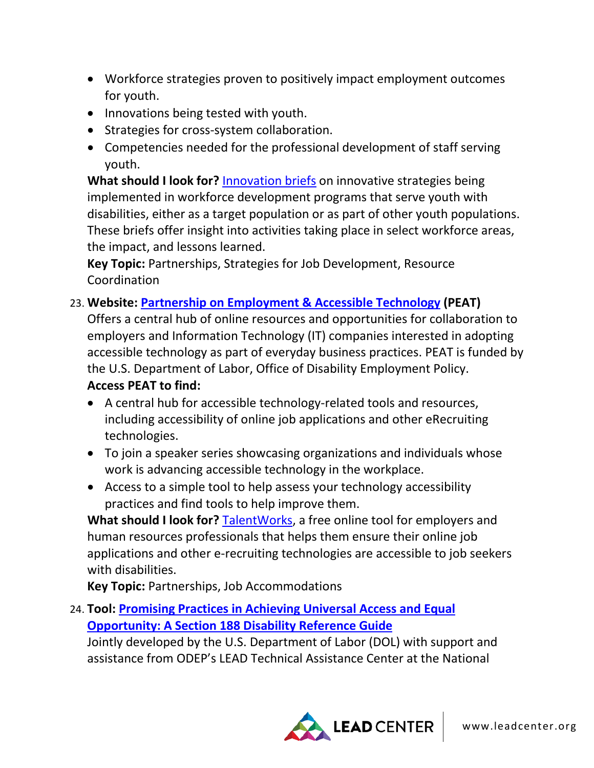- Workforce strategies proven to positively impact employment outcomes for youth.
- Innovations being tested with youth.
- Strategies for cross-system collaboration.
- Competencies needed for the professional development of staff serving youth.

**What should I look for?** Innovation briefs on innovative strategies being implemented in workforce development programs that serve youth with disabilities, either as a target population or as part of other youth populations. These briefs offer insight into activities taking place in select workforce areas, the impact, and lessons learned.
**Key Topic:** Partnerships, Strategies for Job Development, Resource Coordination

23. **Website: Partnership on Employment & Accessible Technology (PEAT)**
Offers a central hub of online resources and opportunities for collaboration to employers and Information Technology (IT) companies interested in adopting accessible technology as part of everyday business practices. PEAT is funded by the U.S. Department of Labor, Office of Disability Employment Policy.
**Access PEAT to find:**
    - A central hub for accessible technology-related tools and resources, including accessibility of online job applications and other eRecruiting technologies.
    - To join a speaker series showcasing organizations and individuals whose work is advancing accessible technology in the workplace.
    - Access to a simple tool to help assess your technology accessibility practices and find tools to help improve them.

    **What should I look for?** TalentWorks, a free online tool for employers and human resources professionals that helps them ensure their online job applications and other e-recruiting technologies are accessible to job seekers with disabilities.
**Key Topic:** Partnerships, Job Accommodations

24. **Tool: Promising Practices in Achieving Universal Access and Equal Opportunity: A Section 188 Disability Reference Guide**
Jointly developed by the U.S. Department of Labor (DOL) with support and assistance from ODEP's LEAD Technical Assistance Center at the National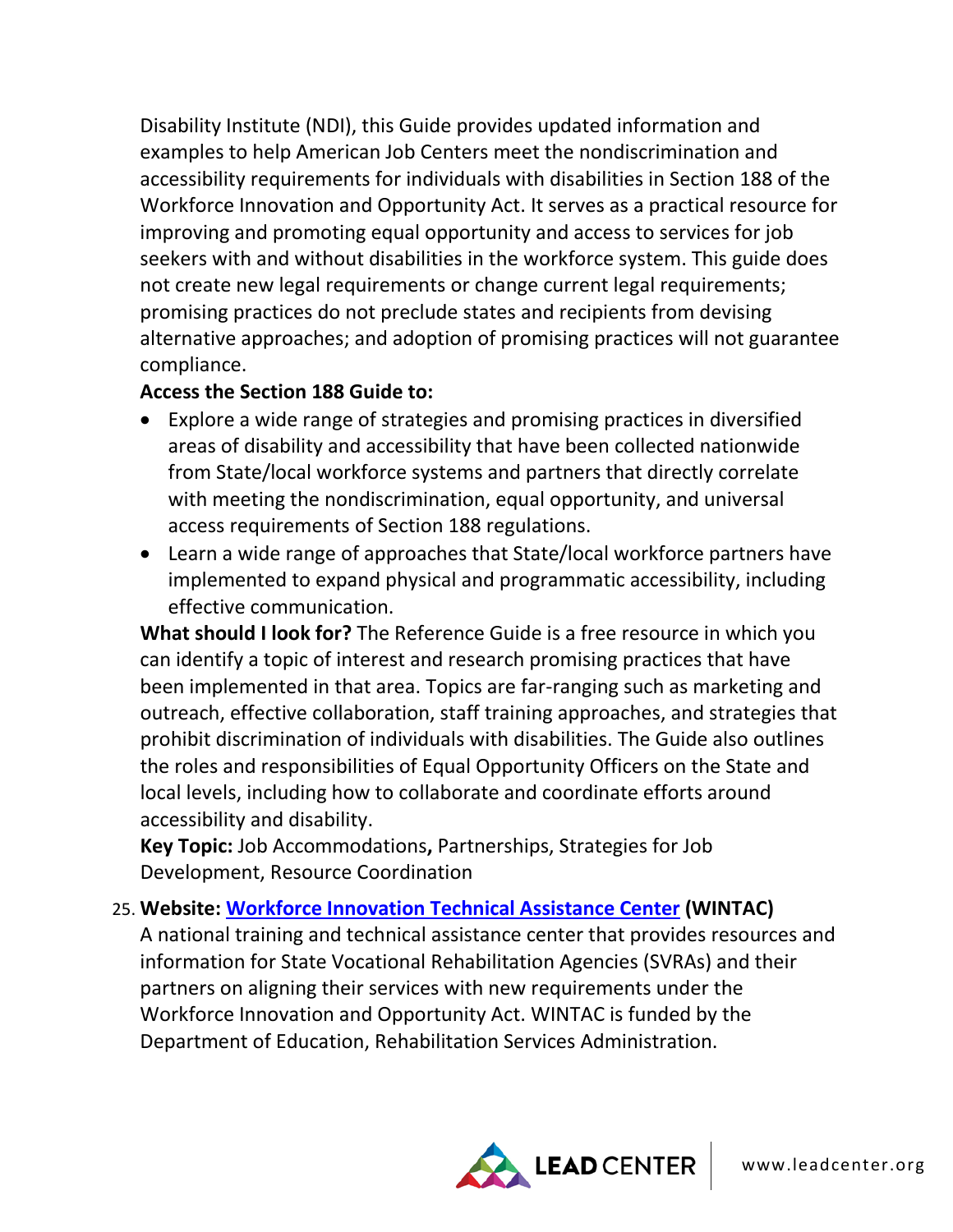Disability Institute (NDI), this Guide provides updated information and examples to help American Job Centers meet the nondiscrimination and accessibility requirements for individuals with disabilities in Section 188 of the Workforce Innovation and Opportunity Act. It serves as a practical resource for improving and promoting equal opportunity and access to services for job seekers with and without disabilities in the workforce system. This guide does not create new legal requirements or change current legal requirements; promising practices do not preclude states and recipients from devising alternative approaches; and adoption of promising practices will not guarantee compliance.

**Access the Section 188 Guide to:**

- Explore a wide range of strategies and promising practices in diversified areas of disability and accessibility that have been collected nationwide from State/local workforce systems and partners that directly correlate with meeting the nondiscrimination, equal opportunity, and universal access requirements of Section 188 regulations.
- Learn a wide range of approaches that State/local workforce partners have implemented to expand physical and programmatic accessibility, including effective communication.

**What should I look for?** The Reference Guide is a free resource in which you can identify a topic of interest and research promising practices that have been implemented in that area. Topics are far-ranging such as marketing and outreach, effective collaboration, staff training approaches, and strategies that prohibit discrimination of individuals with disabilities. The Guide also outlines the roles and responsibilities of Equal Opportunity Officers on the State and local levels, including how to collaborate and coordinate efforts around accessibility and disability.

**Key Topic:** Job Accommodations**,** Partnerships, Strategies for Job Development, Resource Coordination

25. **Website: Workforce Innovation Technical Assistance Center (WINTAC)**
    A national training and technical assistance center that provides resources and information for State Vocational Rehabilitation Agencies (SVRAs) and their partners on aligning their services with new requirements under the Workforce Innovation and Opportunity Act. WINTAC is funded by the Department of Education, Rehabilitation Services Administration.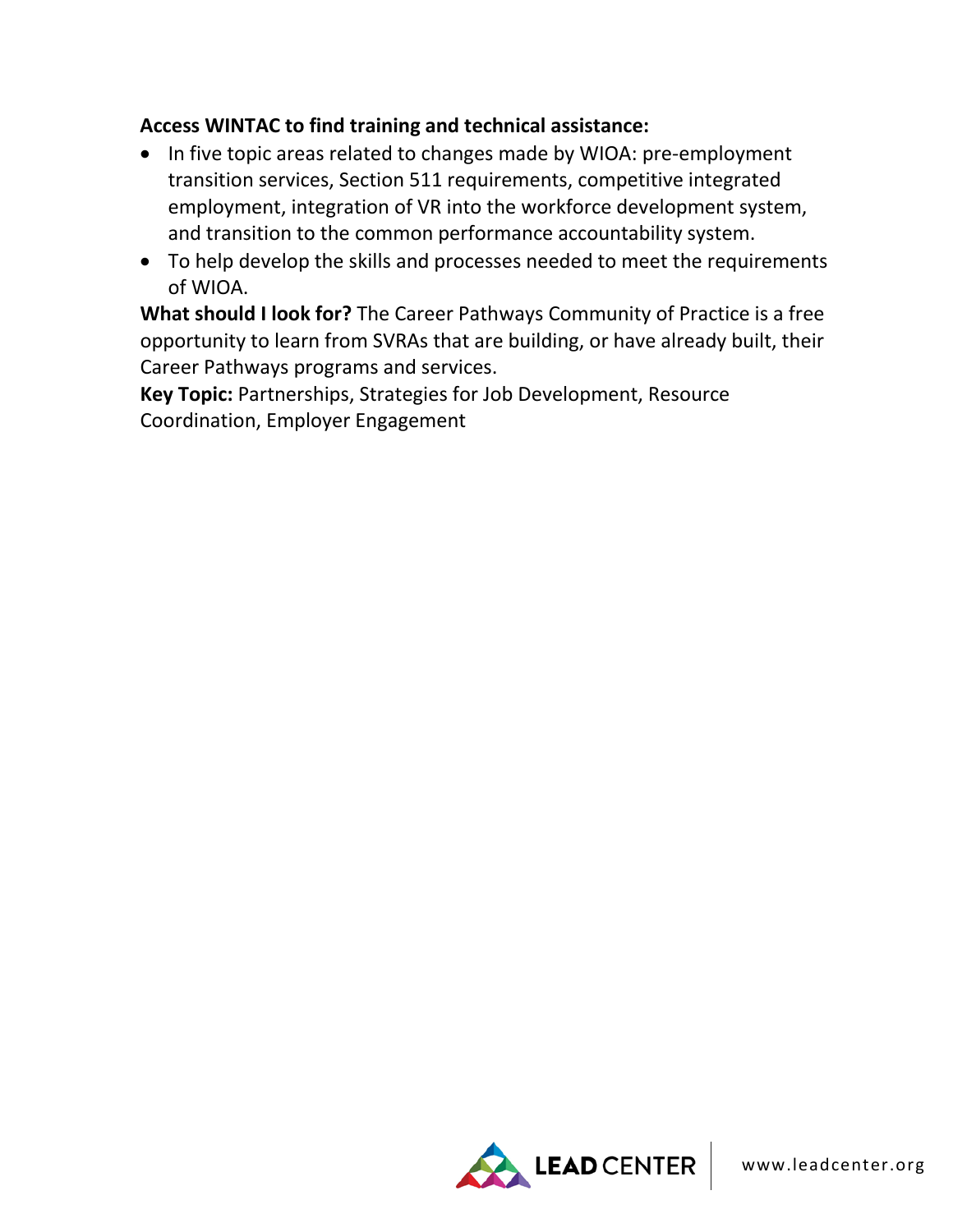**Access WINTAC to find training and technical assistance:**

- In five topic areas related to changes made by WIOA: pre-employment transition services, Section 511 requirements, competitive integrated employment, integration of VR into the workforce development system, and transition to the common performance accountability system.
- To help develop the skills and processes needed to meet the requirements of WIOA.

**What should I look for?** The Career Pathways Community of Practice is a free opportunity to learn from SVRAs that are building, or have already built, their Career Pathways programs and services.

**Key Topic:** Partnerships, Strategies for Job Development, Resource Coordination, Employer Engagement